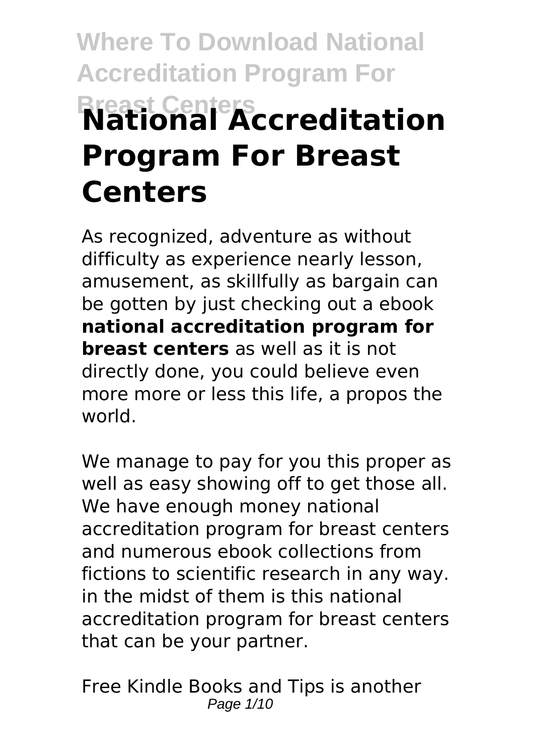# National Accreditation Program For Breast Centers

As recognized, adventure as without difficulty as experience nearly lesson, amusement, as skillfully as bargain can be gotten by just checking out a ebook **national accreditation program for breast centers** as well as it is not directly done, you could believe even more more or less this life, a propos the world.

We manage to pay for you this proper as well as easy showing off to get those all. We have enough money national accreditation program for breast centers and numerous ebook collections from fictions to scientific research in any way. in the midst of them is this national accreditation program for breast centers that can be your partner.

Free Kindle Books and Tips is another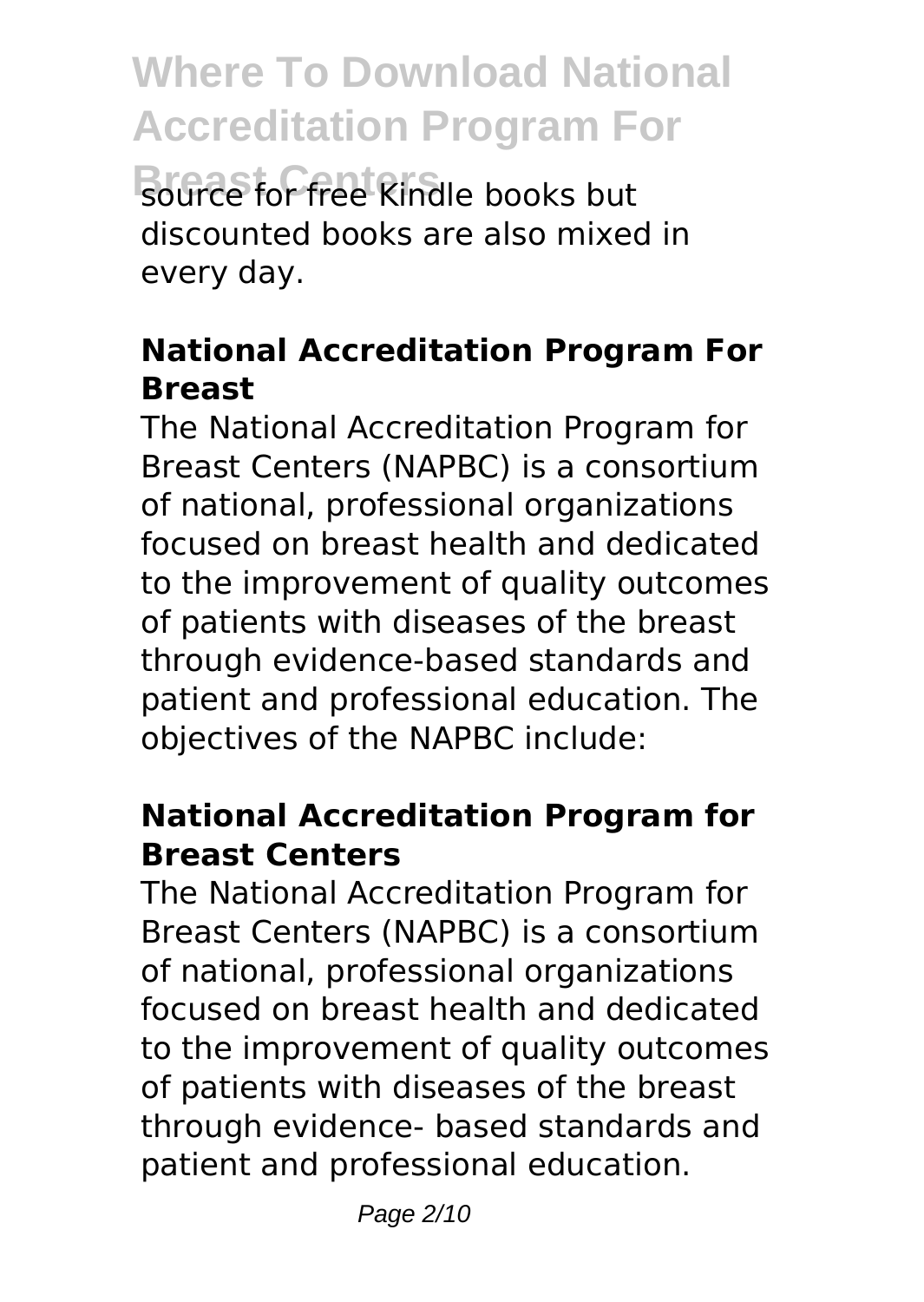source for free Kindle books but discounted books are also mixed in every day.

### National Accreditation Program For Breast

The National Accreditation Program for Breast Centers (NAPBC) is a consortium of national, professional organizations focused on breast health and dedicated to the improvement of quality outcomes of patients with diseases of the breast through evidence-based standards and patient and professional education. The objectives of the NAPBC include:

### National Accreditation Program for Breast Centers

The National Accreditation Program for Breast Centers (NAPBC) is a consortium of national, professional organizations focused on breast health and dedicated to the improvement of quality outcomes of patients with diseases of the breast through evidence- based standards and patient and professional education.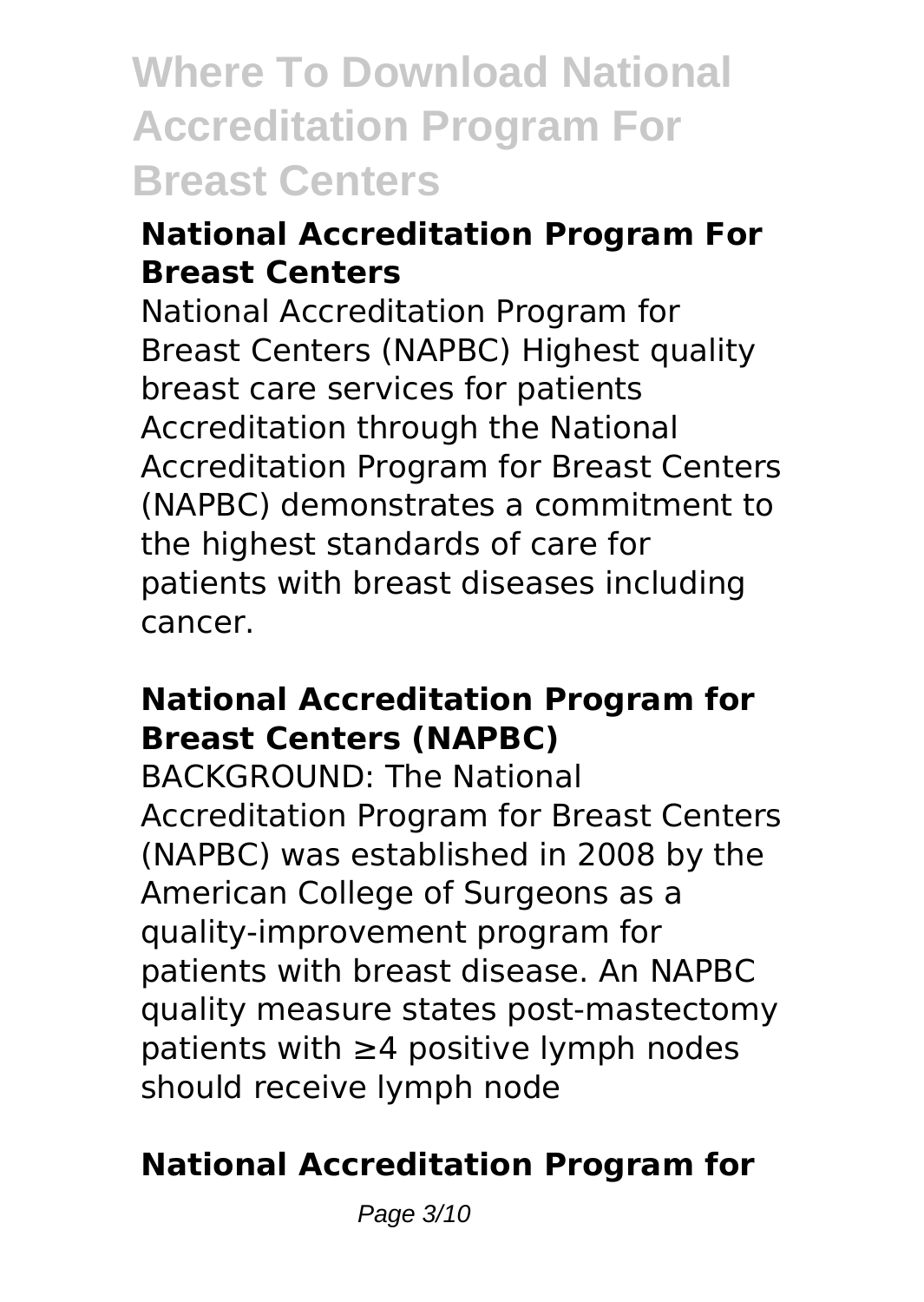# Where To Download National Accreditation Program For Breast Centers

### National Accreditation Program For Breast Centers

National Accreditation Program for Breast Centers (NAPBC) Highest quality breast care services for patients Accreditation through the National Accreditation Program for Breast Centers (NAPBC) demonstrates a commitment to the highest standards of care for patients with breast diseases including cancer.

### National Accreditation Program for Breast Centers (NAPBC)

BACKGROUND: The National Accreditation Program for Breast Centers (NAPBC) was established in 2008 by the American College of Surgeons as a quality-improvement program for patients with breast disease. An NAPBC quality measure states post-mastectomy patients with $\geq 4$ positive lymph nodes should receive lymph node

### National Accreditation Program for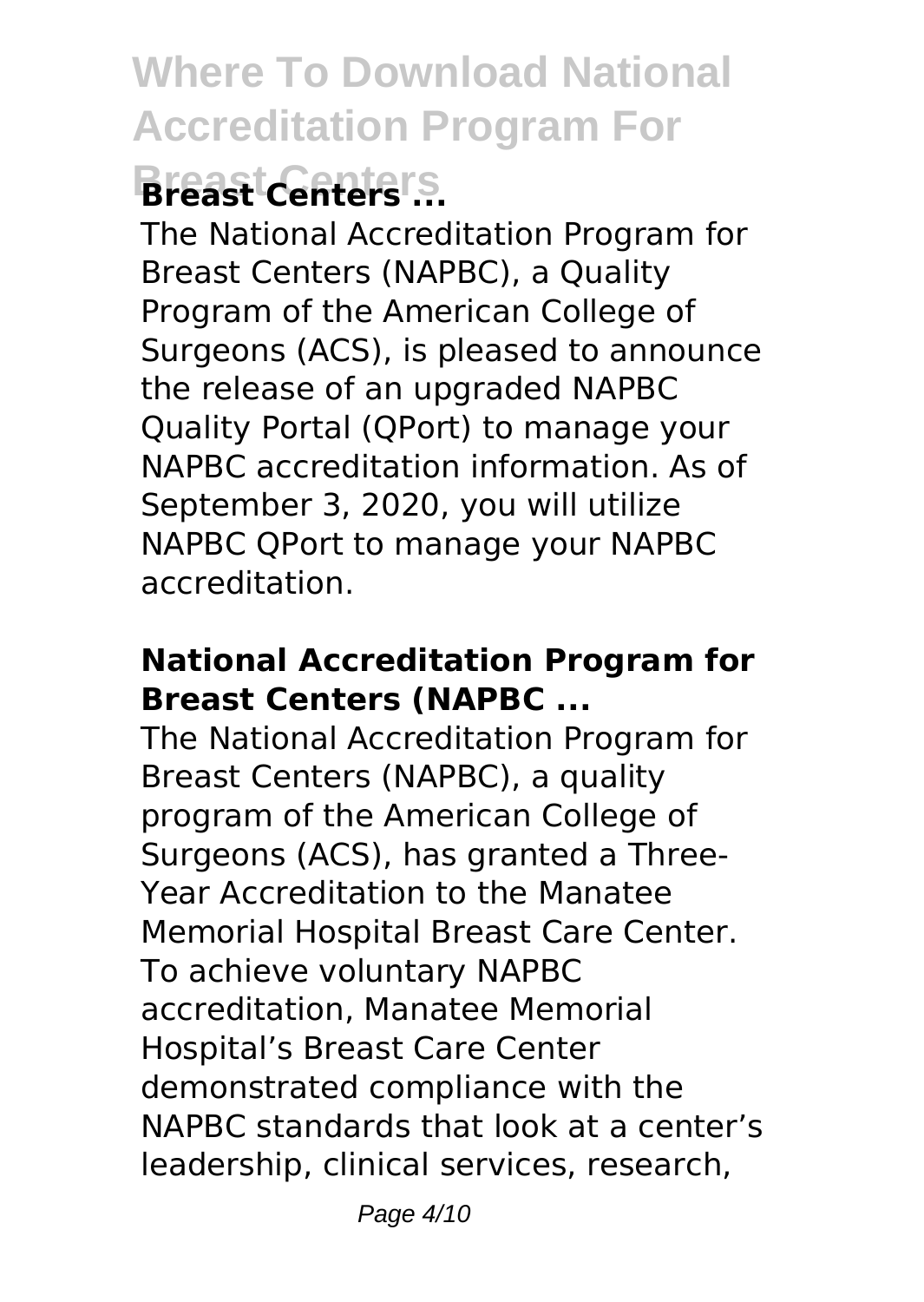## Breast Centers ...

The National Accreditation Program for Breast Centers (NAPBC), a Quality Program of the American College of Surgeons (ACS), is pleased to announce the release of an upgraded NAPBC Quality Portal (QPort) to manage your NAPBC accreditation information. As of September 3, 2020, you will utilize NAPBC QPort to manage your NAPBC accreditation.

### National Accreditation Program for Breast Centers (NAPBC ...

The National Accreditation Program for Breast Centers (NAPBC), a quality program of the American College of Surgeons (ACS), has granted a Three-Year Accreditation to the Manatee Memorial Hospital Breast Care Center. To achieve voluntary NAPBC accreditation, Manatee Memorial Hospital's Breast Care Center demonstrated compliance with the NAPBC standards that look at a center's leadership, clinical services, research,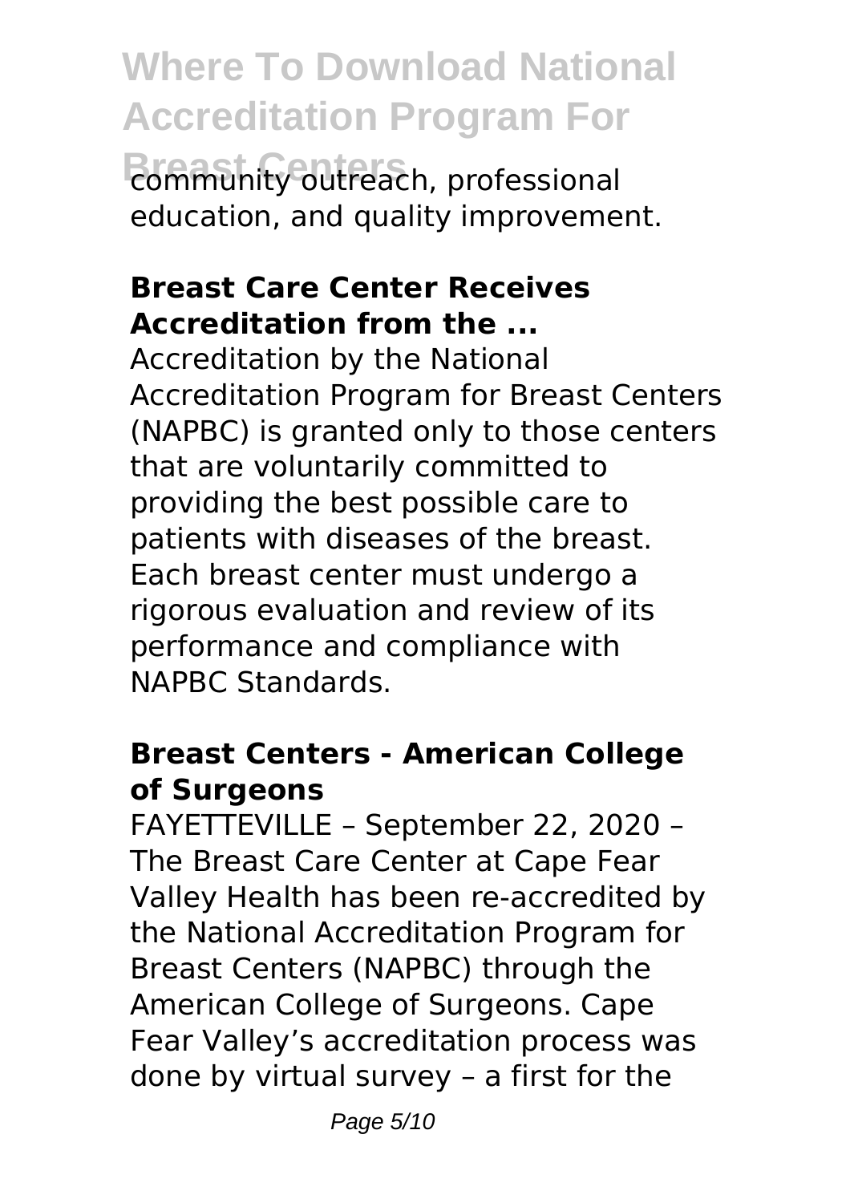community outreach, professional education, and quality improvement.

### Breast Care Center Receives Accreditation from the ...

Accreditation by the National Accreditation Program for Breast Centers (NAPBC) is granted only to those centers that are voluntarily committed to providing the best possible care to patients with diseases of the breast. Each breast center must undergo a rigorous evaluation and review of its performance and compliance with NAPBC Standards.

### Breast Centers - American College of Surgeons

FAYETTEVILLE – September 22, 2020 – The Breast Care Center at Cape Fear Valley Health has been re-accredited by the National Accreditation Program for Breast Centers (NAPBC) through the American College of Surgeons. Cape Fear Valley's accreditation process was done by virtual survey – a first for the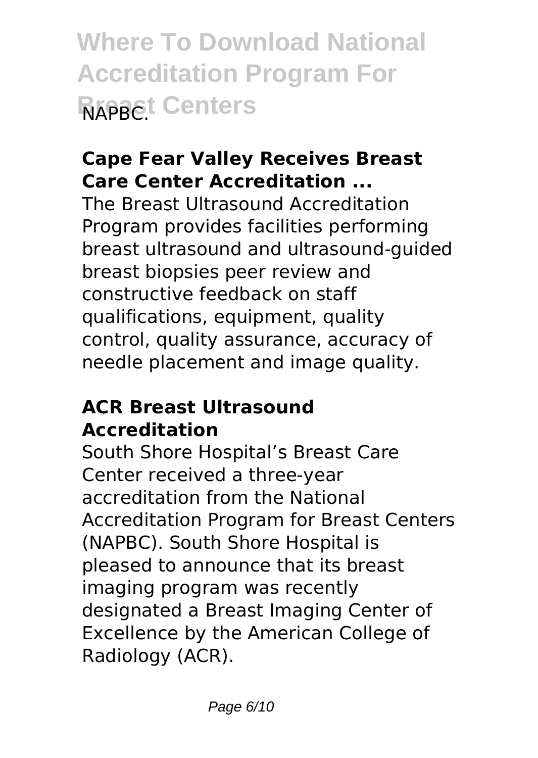NAPBC.

**Cape Fear Valley Receives Breast Care Center Accreditation ...**

The Breast Ultrasound Accreditation Program provides facilities performing breast ultrasound and ultrasound-guided breast biopsies peer review and constructive feedback on staff qualifications, equipment, quality control, quality assurance, accuracy of needle placement and image quality.

**ACR Breast Ultrasound Accreditation**

South Shore Hospital's Breast Care Center received a three-year accreditation from the National Accreditation Program for Breast Centers (NAPBC). South Shore Hospital is pleased to announce that its breast imaging program was recently designated a Breast Imaging Center of Excellence by the American College of Radiology (ACR).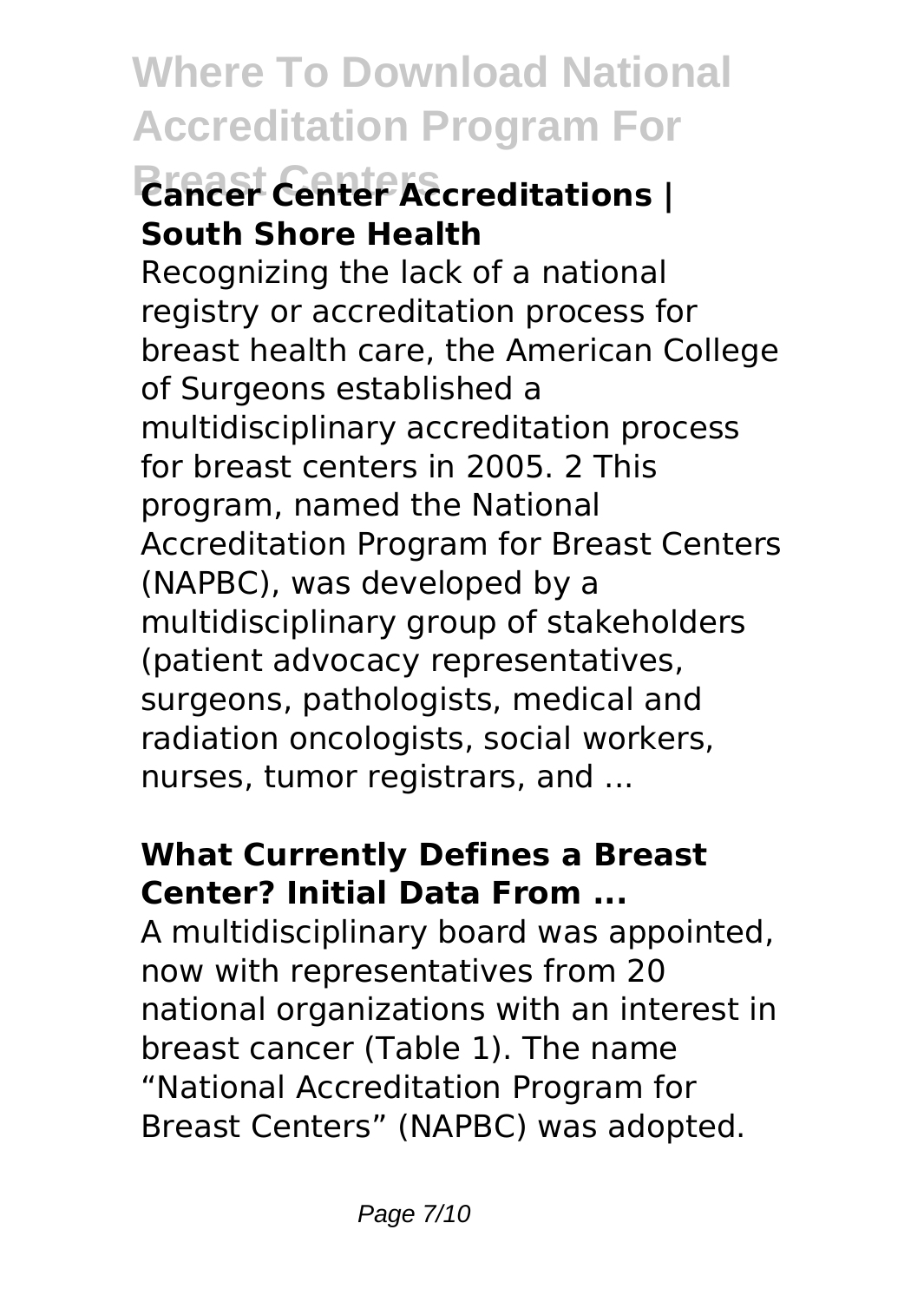## Cancer Center Accreditations | South Shore Health

Recognizing the lack of a national registry or accreditation process for breast health care, the American College of Surgeons established a multidisciplinary accreditation process for breast centers in 2005. 2 This program, named the National Accreditation Program for Breast Centers (NAPBC), was developed by a multidisciplinary group of stakeholders (patient advocacy representatives, surgeons, pathologists, medical and radiation oncologists, social workers, nurses, tumor registrars, and ...

## What Currently Defines a Breast Center? Initial Data From ...

A multidisciplinary board was appointed, now with representatives from 20 national organizations with an interest in breast cancer (Table 1). The name "National Accreditation Program for Breast Centers" (NAPBC) was adopted.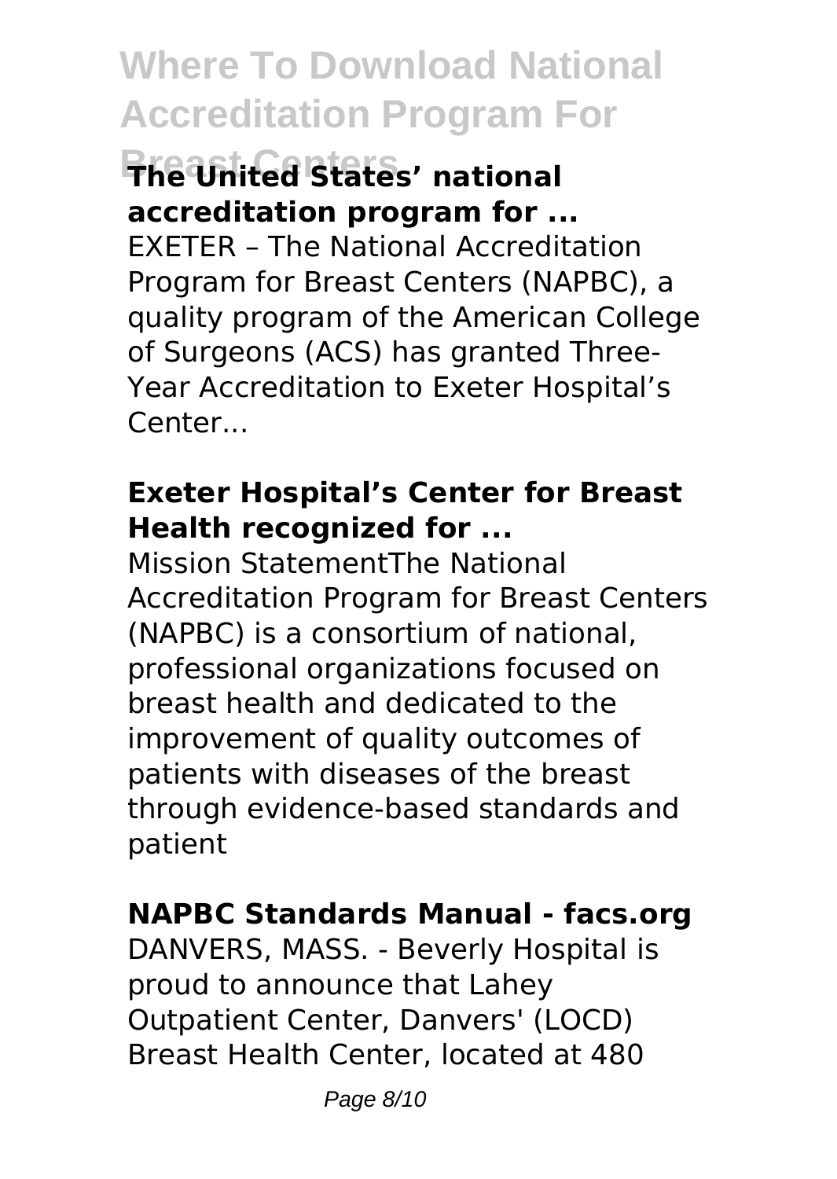### The United States' national accreditation program for ...

EXETER – The National Accreditation Program for Breast Centers (NAPBC), a quality program of the American College of Surgeons (ACS) has granted Three-Year Accreditation to Exeter Hospital's Center...

### Exeter Hospital's Center for Breast Health recognized for ...

Mission StatementThe National Accreditation Program for Breast Centers (NAPBC) is a consortium of national, professional organizations focused on breast health and dedicated to the improvement of quality outcomes of patients with diseases of the breast through evidence-based standards and patient

### NAPBC Standards Manual - facs.org

DANVERS, MASS. - Beverly Hospital is proud to announce that Lahey Outpatient Center, Danvers' (LOCD) Breast Health Center, located at 480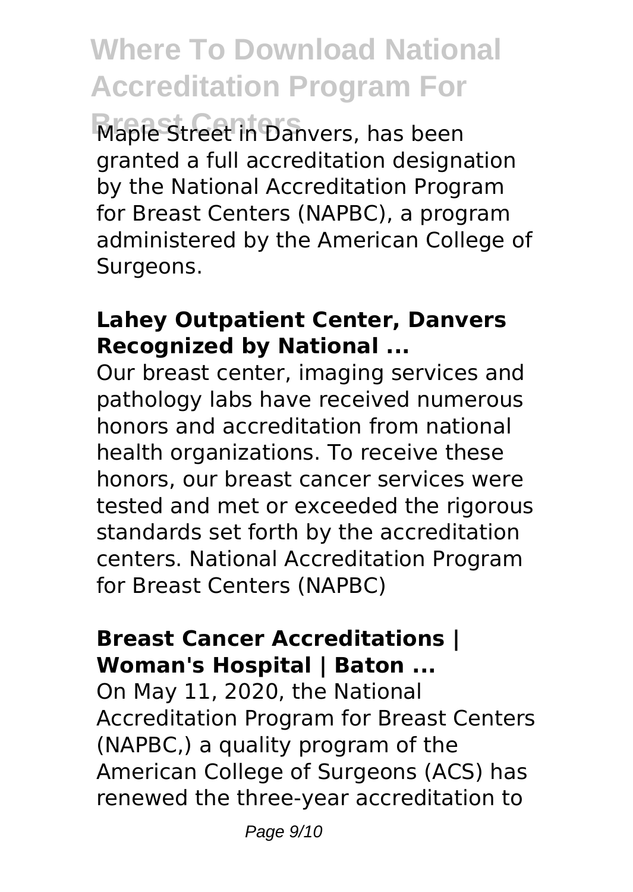Maple Street in Danvers, has been granted a full accreditation designation by the National Accreditation Program for Breast Centers (NAPBC), a program administered by the American College of Surgeons.

### Lahey Outpatient Center, Danvers Recognized by National ...

Our breast center, imaging services and pathology labs have received numerous honors and accreditation from national health organizations. To receive these honors, our breast cancer services were tested and met or exceeded the rigorous standards set forth by the accreditation centers. National Accreditation Program for Breast Centers (NAPBC)

### Breast Cancer Accreditations | Woman's Hospital | Baton ...

On May 11, 2020, the National Accreditation Program for Breast Centers (NAPBC,) a quality program of the American College of Surgeons (ACS) has renewed the three-year accreditation to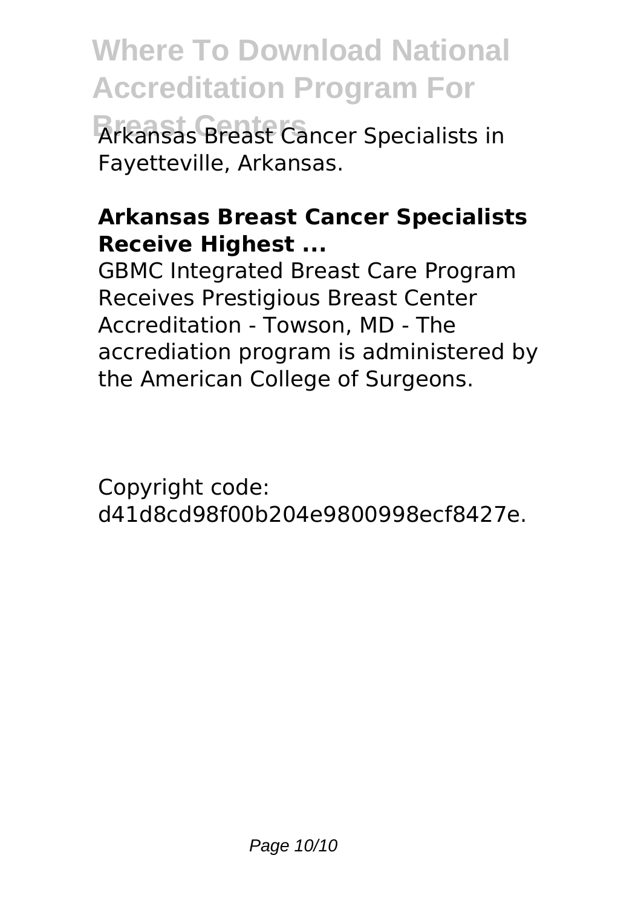Arkansas Breast Cancer Specialists in Fayetteville, Arkansas.

**Arkansas Breast Cancer Specialists Receive Highest ...**

GBMC Integrated Breast Care Program Receives Prestigious Breast Center Accreditation - Towson, MD - The accrediation program is administered by the American College of Surgeons.

Copyright code: d41d8cd98f00b204e9800998ecf8427e.